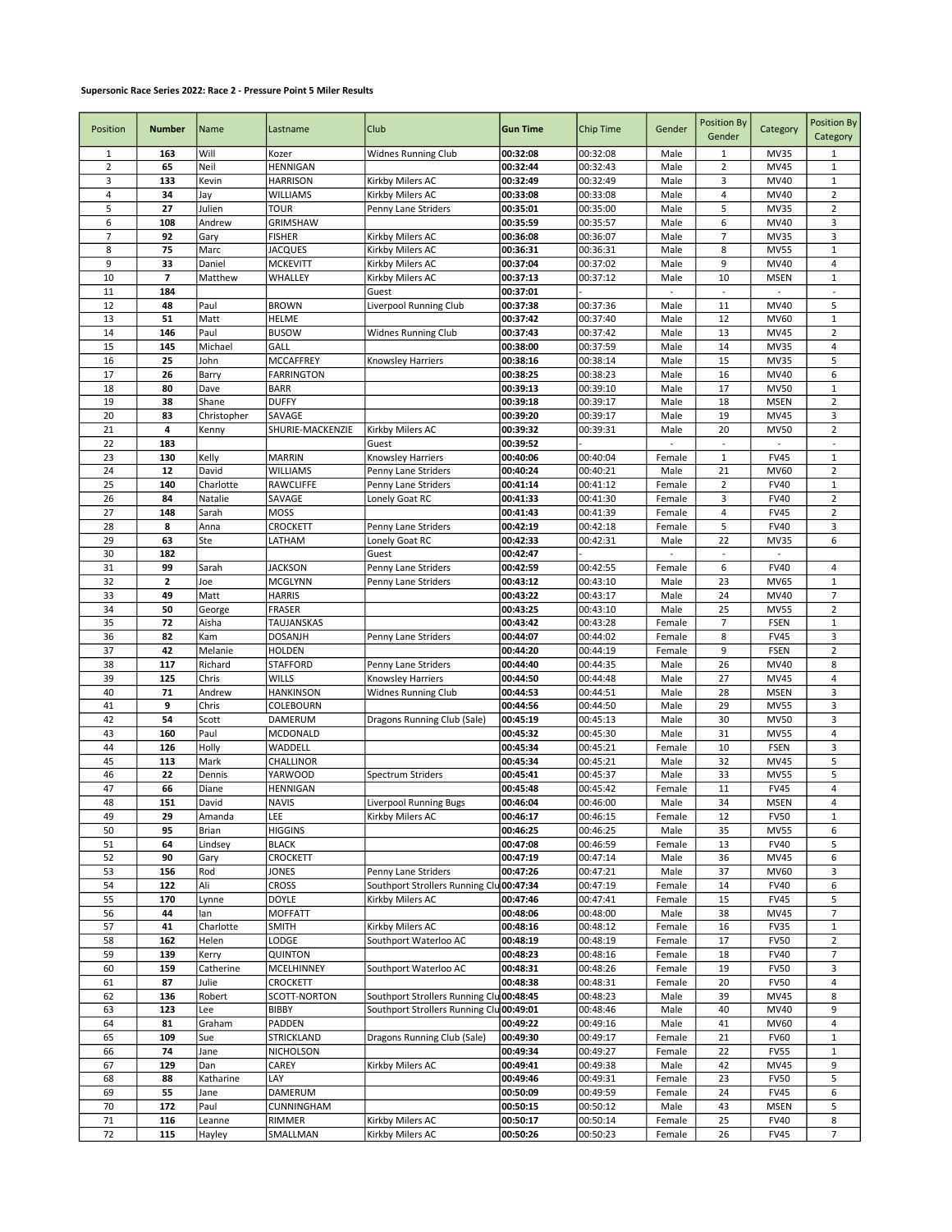**Supersonic Race Series 2022: Race 2 - Pressure Point 5 Miler Results**

| Position | Number | Name | Lastname | Club | Gun Time | Chip Time | Gender | Position By Gender | Category | Position By Category |
|---|---|---|---|---|---|---|---|---|---|---|
| 1 | **163** | Will | Kozer | Widnes Running Club | **00:32:08** | 00:32:08 | Male | 1 | MV35 | 1 |
| 2 | **65** | Neil | HENNIGAN | | **00:32:44** | 00:32:43 | Male | 2 | MV45 | 1 |
| 3 | **133** | Kevin | HARRISON | Kirkby Milers AC | **00:32:49** | 00:32:49 | Male | 3 | MV40 | 1 |
| 4 | **34** | Jay | WILLIAMS | Kirkby Milers AC | **00:33:08** | 00:33:08 | Male | 4 | MV40 | 2 |
| 5 | **27** | Julien | TOUR | Penny Lane Striders | **00:35:01** | 00:35:00 | Male | 5 | MV35 | 2 |
| 6 | **108** | Andrew | GRIMSHAW | | **00:35:59** | 00:35:57 | Male | 6 | MV40 | 3 |
| 7 | **92** | Gary | FISHER | Kirkby Milers AC | **00:36:08** | 00:36:07 | Male | 7 | MV35 | 3 |
| 8 | **75** | Marc | JACQUES | Kirkby Milers AC | **00:36:31** | 00:36:31 | Male | 8 | MV55 | 1 |
| 9 | **33** | Daniel | MCKEVITT | Kirkby Milers AC | **00:37:04** | 00:37:02 | Male | 9 | MV40 | 4 |
| 10 | **7** | Matthew | WHALLEY | Kirkby Milers AC | **00:37:13** | 00:37:12 | Male | 10 | MSEN | 1 |
| 11 | **184** | | | Guest | **00:37:01** | - | - | - | - | - |
| 12 | **48** | Paul | BROWN | Liverpool Running Club | **00:37:38** | 00:37:36 | Male | 11 | MV40 | 5 |
| 13 | **51** | Matt | HELME | | **00:37:42** | 00:37:40 | Male | 12 | MV60 | 1 |
| 14 | **146** | Paul | BUSOW | Widnes Running Club | **00:37:43** | 00:37:42 | Male | 13 | MV45 | 2 |
| 15 | **145** | Michael | GALL | | **00:38:00** | 00:37:59 | Male | 14 | MV35 | 4 |
| 16 | **25** | John | MCCAFFREY | Knowsley Harriers | **00:38:16** | 00:38:14 | Male | 15 | MV35 | 5 |
| 17 | **26** | Barry | FARRINGTON | | **00:38:25** | 00:38:23 | Male | 16 | MV40 | 6 |
| 18 | **80** | Dave | BARR | | **00:39:13** | 00:39:10 | Male | 17 | MV50 | 1 |
| 19 | **38** | Shane | DUFFY | | **00:39:18** | 00:39:17 | Male | 18 | MSEN | 2 |
| 20 | **83** | Christopher | SAVAGE | | **00:39:20** | 00:39:17 | Male | 19 | MV45 | 3 |
| 21 | **4** | Kenny | SHURIE-MACKENZIE | Kirkby Milers AC | **00:39:32** | 00:39:31 | Male | 20 | MV50 | 2 |
| 22 | **183** | | | Guest | **00:39:52** | - | - | - | - | - |
| 23 | **130** | Kelly | MARRIN | Knowsley Harriers | **00:40:06** | 00:40:04 | Female | 1 | FV45 | 1 |
| 24 | **12** | David | WILLIAMS | Penny Lane Striders | **00:40:24** | 00:40:21 | Male | 21 | MV60 | 2 |
| 25 | **140** | Charlotte | RAWCLIFFE | Penny Lane Striders | **00:41:14** | 00:41:12 | Female | 2 | FV40 | 1 |
| 26 | **84** | Natalie | SAVAGE | Lonely Goat RC | **00:41:33** | 00:41:30 | Female | 3 | FV40 | 2 |
| 27 | **148** | Sarah | MOSS | | **00:41:43** | 00:41:39 | Female | 4 | FV45 | 2 |
| 28 | **8** | Anna | CROCKETT | Penny Lane Striders | **00:42:19** | 00:42:18 | Female | 5 | FV40 | 3 |
| 29 | **63** | Ste | LATHAM | Lonely Goat RC | **00:42:33** | 00:42:31 | Male | 22 | MV35 | 6 |
| 30 | **182** | | | Guest | **00:42:47** | - | - | - | - | |
| 31 | **99** | Sarah | JACKSON | Penny Lane Striders | **00:42:59** | 00:42:55 | Female | 6 | FV40 | 4 |
| 32 | **2** | Joe | MCGLYNN | Penny Lane Striders | **00:43:12** | 00:43:10 | Male | 23 | MV65 | 1 |
| 33 | **49** | Matt | HARRIS | | **00:43:22** | 00:43:17 | Male | 24 | MV40 | 7 |
| 34 | **50** | George | FRASER | | **00:43:25** | 00:43:10 | Male | 25 | MV55 | 2 |
| 35 | **72** | Aisha | TAUJANSKAS | | **00:43:42** | 00:43:28 | Female | 7 | FSEN | 1 |
| 36 | **82** | Kam | DOSANJH | Penny Lane Striders | **00:44:07** | 00:44:02 | Female | 8 | FV45 | 3 |
| 37 | **42** | Melanie | HOLDEN | | **00:44:20** | 00:44:19 | Female | 9 | FSEN | 2 |
| 38 | **117** | Richard | STAFFORD | Penny Lane Striders | **00:44:40** | 00:44:35 | Male | 26 | MV40 | 8 |
| 39 | **125** | Chris | WILLS | Knowsley Harriers | **00:44:50** | 00:44:48 | Male | 27 | MV45 | 4 |
| 40 | **71** | Andrew | HANKINSON | Widnes Running Club | **00:44:53** | 00:44:51 | Male | 28 | MSEN | 3 |
| 41 | **9** | Chris | COLEBOURN | | **00:44:56** | 00:44:50 | Male | 29 | MV55 | 3 |
| 42 | **54** | Scott | DAMERUM | Dragons Running Club (Sale) | **00:45:19** | 00:45:13 | Male | 30 | MV50 | 3 |
| 43 | **160** | Paul | MCDONALD | | **00:45:32** | 00:45:30 | Male | 31 | MV55 | 4 |
| 44 | **126** | Holly | WADDELL | | **00:45:34** | 00:45:21 | Female | 10 | FSEN | 3 |
| 45 | **113** | Mark | CHALLINOR | | **00:45:34** | 00:45:21 | Male | 32 | MV45 | 5 |
| 46 | **22** | Dennis | YARWOOD | Spectrum Striders | **00:45:41** | 00:45:37 | Male | 33 | MV55 | 5 |
| 47 | **66** | Diane | HENNIGAN | | **00:45:48** | 00:45:42 | Female | 11 | FV45 | 4 |
| 48 | **151** | David | NAVIS | Liverpool Running Bugs | **00:46:04** | 00:46:00 | Male | 34 | MSEN | 4 |
| 49 | **29** | Amanda | LEE | Kirkby Milers AC | **00:46:17** | 00:46:15 | Female | 12 | FV50 | 1 |
| 50 | **95** | Brian | HIGGINS | | **00:46:25** | 00:46:25 | Male | 35 | MV55 | 6 |
| 51 | **64** | Lindsey | BLACK | | **00:47:08** | 00:46:59 | Female | 13 | FV40 | 5 |
| 52 | **90** | Gary | CROCKETT | | **00:47:19** | 00:47:14 | Male | 36 | MV45 | 6 |
| 53 | **156** | Rod | JONES | Penny Lane Striders | **00:47:26** | 00:47:21 | Male | 37 | MV60 | 3 |
| 54 | **122** | Ali | CROSS | Southport Strollers Running Clu | **00:47:34** | 00:47:19 | Female | 14 | FV40 | 6 |
| 55 | **170** | Lynne | DOYLE | Kirkby Milers AC | **00:47:46** | 00:47:41 | Female | 15 | FV45 | 5 |
| 56 | **44** | Ian | MOFFATT | | **00:48:06** | 00:48:00 | Male | 38 | MV45 | 7 |
| 57 | **41** | Charlotte | SMITH | Kirkby Milers AC | **00:48:16** | 00:48:12 | Female | 16 | FV35 | 1 |
| 58 | **162** | Helen | LODGE | Southport Waterloo AC | **00:48:19** | 00:48:19 | Female | 17 | FV50 | 2 |
| 59 | **139** | Kerry | QUINTON | | **00:48:23** | 00:48:16 | Female | 18 | FV40 | 7 |
| 60 | **159** | Catherine | MCELHINNEY | Southport Waterloo AC | **00:48:31** | 00:48:26 | Female | 19 | FV50 | 3 |
| 61 | **87** | Julie | CROCKETT | | **00:48:38** | 00:48:31 | Female | 20 | FV50 | 4 |
| 62 | **136** | Robert | SCOTT-NORTON | Southport Strollers Running Clu | **00:48:45** | 00:48:23 | Male | 39 | MV45 | 8 |
| 63 | **123** | Lee | BIBBY | Southport Strollers Running Clu | **00:49:01** | 00:48:46 | Male | 40 | MV40 | 9 |
| 64 | **81** | Graham | PADDEN | | **00:49:22** | 00:49:16 | Male | 41 | MV60 | 4 |
| 65 | **109** | Sue | STRICKLAND | Dragons Running Club (Sale) | **00:49:30** | 00:49:17 | Female | 21 | FV60 | 1 |
| 66 | **74** | Jane | NICHOLSON | | **00:49:34** | 00:49:27 | Female | 22 | FV55 | 1 |
| 67 | **129** | Dan | CAREY | Kirkby Milers AC | **00:49:41** | 00:49:38 | Male | 42 | MV45 | 9 |
| 68 | **88** | Katharine | LAY | | **00:49:46** | 00:49:31 | Female | 23 | FV50 | 5 |
| 69 | **55** | Jane | DAMERUM | | **00:50:09** | 00:49:59 | Female | 24 | FV45 | 6 |
| 70 | **172** | Paul | CUNNINGHAM | | **00:50:15** | 00:50:12 | Male | 43 | MSEN | 5 |
| 71 | **116** | Leanne | RIMMER | Kirkby Milers AC | **00:50:17** | 00:50:14 | Female | 25 | FV40 | 8 |
| 72 | **115** | Hayley | SMALLMAN | Kirkby Milers AC | **00:50:26** | 00:50:23 | Female | 26 | FV45 | 7 |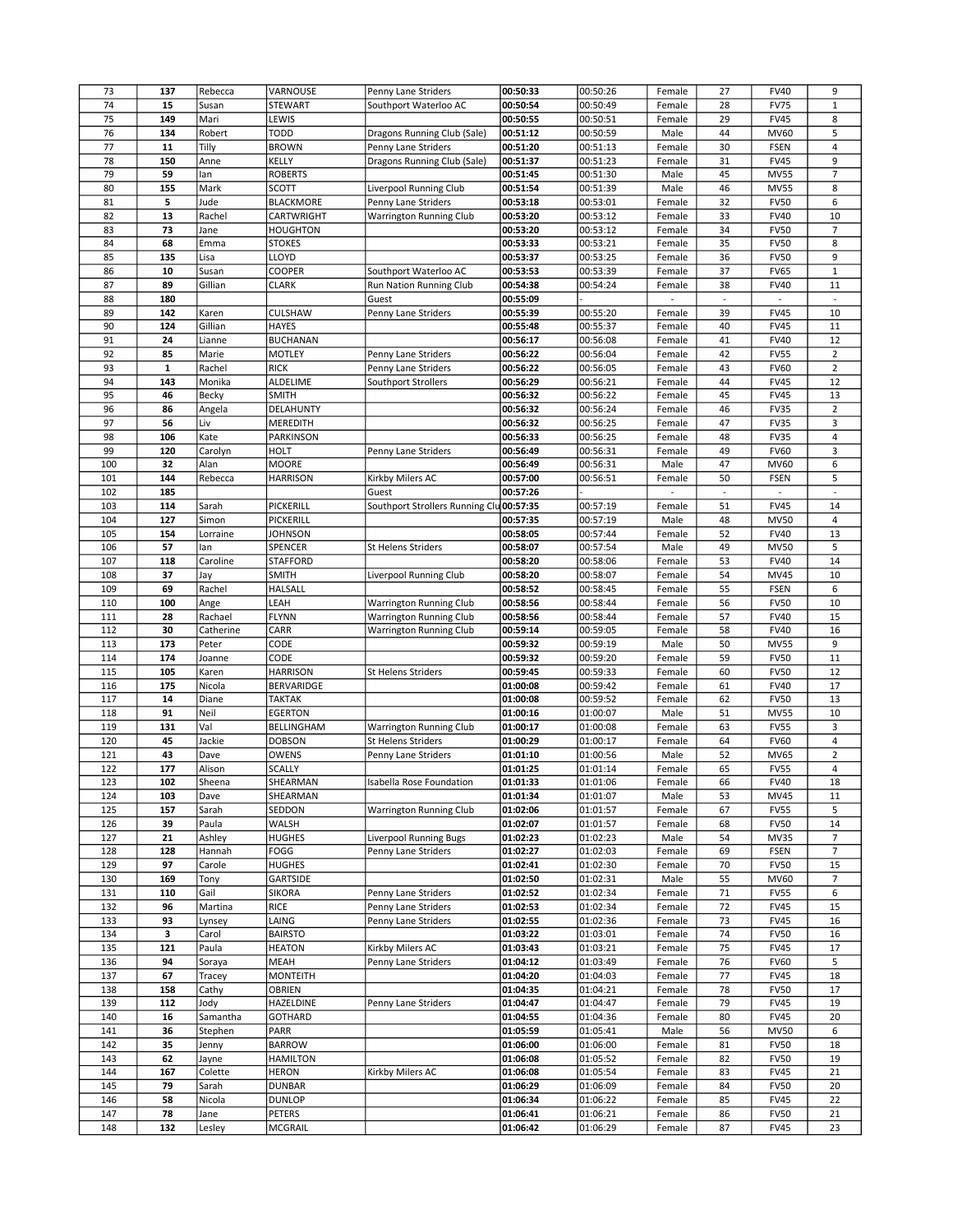| | | | | | | | | | | |
|---|---|---|---|---|---|---|---|---|---|---|
| 73 | **137** | Rebecca | VARNOUSE | Penny Lane Striders | **00:50:33** | 00:50:26 | Female | 27 | FV40 | 9 |
| 74 | **15** | Susan | STEWART | Southport Waterloo AC | **00:50:54** | 00:50:49 | Female | 28 | FV75 | 1 |
| 75 | **149** | Mari | LEWIS | | **00:50:55** | 00:50:51 | Female | 29 | FV45 | 8 |
| 76 | **134** | Robert | TODD | Dragons Running Club (Sale) | **00:51:12** | 00:50:59 | Male | 44 | MV60 | 5 |
| 77 | **11** | Tilly | BROWN | Penny Lane Striders | **00:51:20** | 00:51:13 | Female | 30 | FSEN | 4 |
| 78 | **150** | Anne | KELLY | Dragons Running Club (Sale) | **00:51:37** | 00:51:23 | Female | 31 | FV45 | 9 |
| 79 | **59** | Ian | ROBERTS | | **00:51:45** | 00:51:30 | Male | 45 | MV55 | 7 |
| 80 | **155** | Mark | SCOTT | Liverpool Running Club | **00:51:54** | 00:51:39 | Male | 46 | MV55 | 8 |
| 81 | **5** | Jude | BLACKMORE | Penny Lane Striders | **00:53:18** | 00:53:01 | Female | 32 | FV50 | 6 |
| 82 | **13** | Rachel | CARTWRIGHT | Warrington Running Club | **00:53:20** | 00:53:12 | Female | 33 | FV40 | 10 |
| 83 | **73** | Jane | HOUGHTON | | **00:53:20** | 00:53:12 | Female | 34 | FV50 | 7 |
| 84 | **68** | Emma | STOKES | | **00:53:33** | 00:53:21 | Female | 35 | FV50 | 8 |
| 85 | **135** | Lisa | LLOYD | | **00:53:37** | 00:53:25 | Female | 36 | FV50 | 9 |
| 86 | **10** | Susan | COOPER | Southport Waterloo AC | **00:53:53** | 00:53:39 | Female | 37 | FV65 | 1 |
| 87 | **89** | Gillian | CLARK | Run Nation Running Club | **00:54:38** | 00:54:24 | Female | 38 | FV40 | 11 |
| 88 | **180** | | | Guest | **00:55:09** | - | - | - | - | - |
| 89 | **142** | Karen | CULSHAW | Penny Lane Striders | **00:55:39** | 00:55:20 | Female | 39 | FV45 | 10 |
| 90 | **124** | Gillian | HAYES | | **00:55:48** | 00:55:37 | Female | 40 | FV45 | 11 |
| 91 | **24** | Lianne | BUCHANAN | | **00:56:17** | 00:56:08 | Female | 41 | FV40 | 12 |
| 92 | **85** | Marie | MOTLEY | Penny Lane Striders | **00:56:22** | 00:56:04 | Female | 42 | FV55 | 2 |
| 93 | **1** | Rachel | RICK | Penny Lane Striders | **00:56:22** | 00:56:05 | Female | 43 | FV60 | 2 |
| 94 | **143** | Monika | ALDELIME | Southport Strollers | **00:56:29** | 00:56:21 | Female | 44 | FV45 | 12 |
| 95 | **46** | Becky | SMITH | | **00:56:32** | 00:56:22 | Female | 45 | FV45 | 13 |
| 96 | **86** | Angela | DELAHUNTY | | **00:56:32** | 00:56:24 | Female | 46 | FV35 | 2 |
| 97 | **56** | Liv | MEREDITH | | **00:56:32** | 00:56:25 | Female | 47 | FV35 | 3 |
| 98 | **106** | Kate | PARKINSON | | **00:56:33** | 00:56:25 | Female | 48 | FV35 | 4 |
| 99 | **120** | Carolyn | HOLT | Penny Lane Striders | **00:56:49** | 00:56:31 | Female | 49 | FV60 | 3 |
| 100 | **32** | Alan | MOORE | | **00:56:49** | 00:56:31 | Male | 47 | MV60 | 6 |
| 101 | **144** | Rebecca | HARRISON | Kirkby Milers AC | **00:57:00** | 00:56:51 | Female | 50 | FSEN | 5 |
| 102 | **185** | | | Guest | **00:57:26** | - | - | - | - | - |
| 103 | **114** | Sarah | PICKERILL | Southport Strollers Running Clu | **00:57:35** | 00:57:19 | Female | 51 | FV45 | 14 |
| 104 | **127** | Simon | PICKERILL | | **00:57:35** | 00:57:19 | Male | 48 | MV50 | 4 |
| 105 | **154** | Lorraine | JOHNSON | | **00:58:05** | 00:57:44 | Female | 52 | FV40 | 13 |
| 106 | **57** | Ian | SPENCER | St Helens Striders | **00:58:07** | 00:57:54 | Male | 49 | MV50 | 5 |
| 107 | **118** | Caroline | STAFFORD | | **00:58:20** | 00:58:06 | Female | 53 | FV40 | 14 |
| 108 | **37** | Jay | SMITH | Liverpool Running Club | **00:58:20** | 00:58:07 | Female | 54 | MV45 | 10 |
| 109 | **69** | Rachel | HALSALL | | **00:58:52** | 00:58:45 | Female | 55 | FSEN | 6 |
| 110 | **100** | Ange | LEAH | Warrington Running Club | **00:58:56** | 00:58:44 | Female | 56 | FV50 | 10 |
| 111 | **28** | Rachael | FLYNN | Warrington Running Club | **00:58:56** | 00:58:44 | Female | 57 | FV40 | 15 |
| 112 | **30** | Catherine | CARR | Warrington Running Club | **00:59:14** | 00:59:05 | Female | 58 | FV40 | 16 |
| 113 | **173** | Peter | CODE | | **00:59:32** | 00:59:19 | Male | 50 | MV55 | 9 |
| 114 | **174** | Joanne | CODE | | **00:59:32** | 00:59:20 | Female | 59 | FV50 | 11 |
| 115 | **105** | Karen | HARRISON | St Helens Striders | **00:59:45** | 00:59:33 | Female | 60 | FV50 | 12 |
| 116 | **175** | Nicola | BERVARIDGE | | **01:00:08** | 00:59:42 | Female | 61 | FV40 | 17 |
| 117 | **14** | Diane | TAKTAK | | **01:00:08** | 00:59:52 | Female | 62 | FV50 | 13 |
| 118 | **91** | Neil | EGERTON | | **01:00:16** | 01:00:07 | Male | 51 | MV55 | 10 |
| 119 | **131** | Val | BELLINGHAM | Warrington Running Club | **01:00:17** | 01:00:08 | Female | 63 | FV55 | 3 |
| 120 | **45** | Jackie | DOBSON | St Helens Striders | **01:00:29** | 01:00:17 | Female | 64 | FV60 | 4 |
| 121 | **43** | Dave | OWENS | Penny Lane Striders | **01:01:10** | 01:00:56 | Male | 52 | MV65 | 2 |
| 122 | **177** | Alison | SCALLY | | **01:01:25** | 01:01:14 | Female | 65 | FV55 | 4 |
| 123 | **102** | Sheena | SHEARMAN | Isabella Rose Foundation | **01:01:33** | 01:01:06 | Female | 66 | FV40 | 18 |
| 124 | **103** | Dave | SHEARMAN | | **01:01:34** | 01:01:07 | Male | 53 | MV45 | 11 |
| 125 | **157** | Sarah | SEDDON | Warrington Running Club | **01:02:06** | 01:01:57 | Female | 67 | FV55 | 5 |
| 126 | **39** | Paula | WALSH | | **01:02:07** | 01:01:57 | Female | 68 | FV50 | 14 |
| 127 | **21** | Ashley | HUGHES | Liverpool Running Bugs | **01:02:23** | 01:02:23 | Male | 54 | MV35 | 7 |
| 128 | **128** | Hannah | FOGG | Penny Lane Striders | **01:02:27** | 01:02:03 | Female | 69 | FSEN | 7 |
| 129 | **97** | Carole | HUGHES | | **01:02:41** | 01:02:30 | Female | 70 | FV50 | 15 |
| 130 | **169** | Tony | GARTSIDE | | **01:02:50** | 01:02:31 | Male | 55 | MV60 | 7 |
| 131 | **110** | Gail | SIKORA | Penny Lane Striders | **01:02:52** | 01:02:34 | Female | 71 | FV55 | 6 |
| 132 | **96** | Martina | RICE | Penny Lane Striders | **01:02:53** | 01:02:34 | Female | 72 | FV45 | 15 |
| 133 | **93** | Lynsey | LAING | Penny Lane Striders | **01:02:55** | 01:02:36 | Female | 73 | FV45 | 16 |
| 134 | **3** | Carol | BAIRSTO | | **01:03:22** | 01:03:01 | Female | 74 | FV50 | 16 |
| 135 | **121** | Paula | HEATON | Kirkby Milers AC | **01:03:43** | 01:03:21 | Female | 75 | FV45 | 17 |
| 136 | **94** | Soraya | MEAH | Penny Lane Striders | **01:04:12** | 01:03:49 | Female | 76 | FV60 | 5 |
| 137 | **67** | Tracey | MONTEITH | | **01:04:20** | 01:04:03 | Female | 77 | FV45 | 18 |
| 138 | **158** | Cathy | OBRIEN | | **01:04:35** | 01:04:21 | Female | 78 | FV50 | 17 |
| 139 | **112** | Jody | HAZELDINE | Penny Lane Striders | **01:04:47** | 01:04:47 | Female | 79 | FV45 | 19 |
| 140 | **16** | Samantha | GOTHARD | | **01:04:55** | 01:04:36 | Female | 80 | FV45 | 20 |
| 141 | **36** | Stephen | PARR | | **01:05:59** | 01:05:41 | Male | 56 | MV50 | 6 |
| 142 | **35** | Jenny | BARROW | | **01:06:00** | 01:06:00 | Female | 81 | FV50 | 18 |
| 143 | **62** | Jayne | HAMILTON | | **01:06:08** | 01:05:52 | Female | 82 | FV50 | 19 |
| 144 | **167** | Colette | HERON | Kirkby Milers AC | **01:06:08** | 01:05:54 | Female | 83 | FV45 | 21 |
| 145 | **79** | Sarah | DUNBAR | | **01:06:29** | 01:06:09 | Female | 84 | FV50 | 20 |
| 146 | **58** | Nicola | DUNLOP | | **01:06:34** | 01:06:22 | Female | 85 | FV45 | 22 |
| 147 | **78** | Jane | PETERS | | **01:06:41** | 01:06:21 | Female | 86 | FV50 | 21 |
| 148 | **132** | Lesley | MCGRAIL | | **01:06:42** | 01:06:29 | Female | 87 | FV45 | 23 |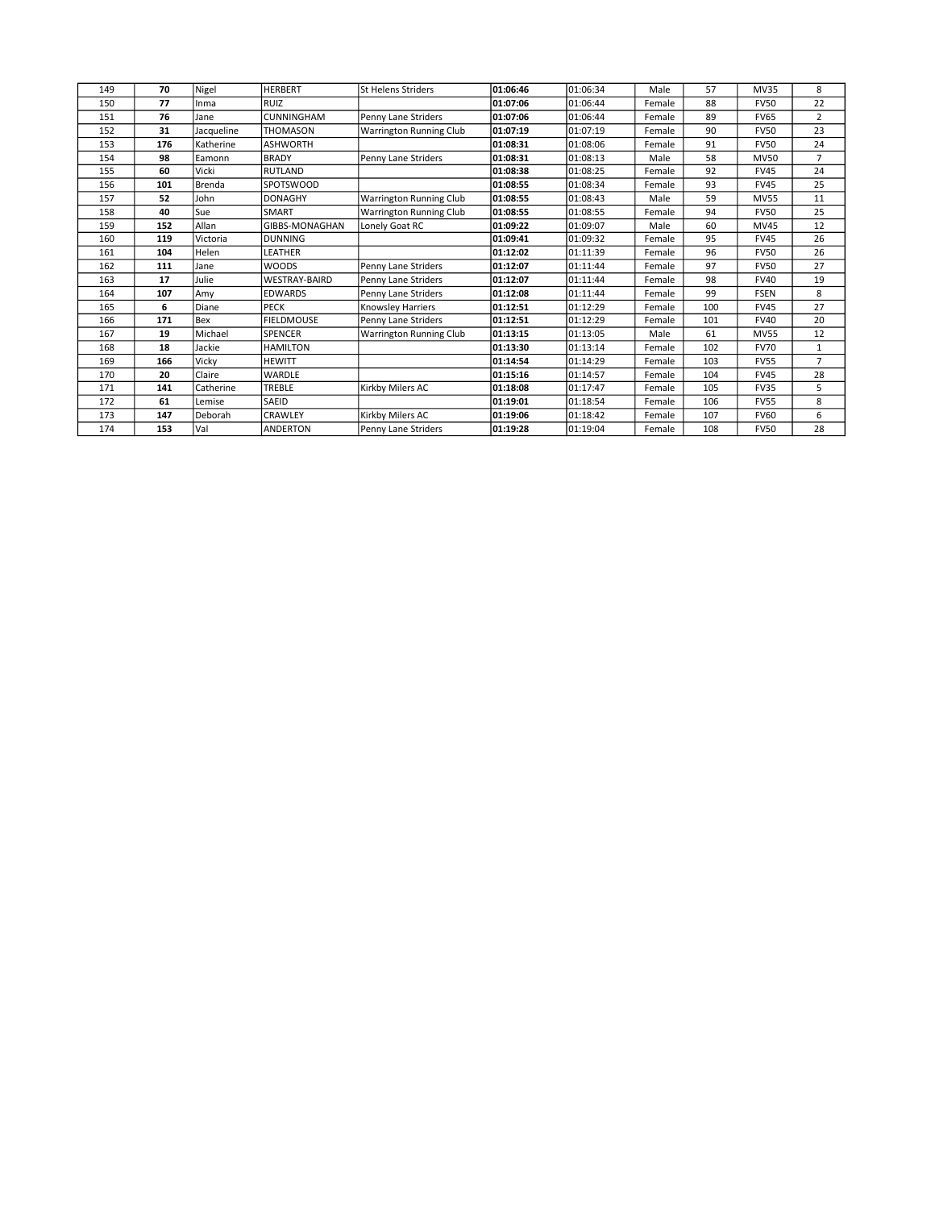| | | | | | | | | | | |
|---|---|---|---|---|---|---|---|---|---|---|
| 149 | **70** | Nigel | HERBERT | St Helens Striders | **01:06:46** | 01:06:34 | Male | 57 | MV35 | 8 |
| 150 | **77** | Inma | RUIZ | | **01:07:06** | 01:06:44 | Female | 88 | FV50 | 22 |
| 151 | **76** | Jane | CUNNINGHAM | Penny Lane Striders | **01:07:06** | 01:06:44 | Female | 89 | FV65 | 2 |
| 152 | **31** | Jacqueline | THOMASON | Warrington Running Club | **01:07:19** | 01:07:19 | Female | 90 | FV50 | 23 |
| 153 | **176** | Katherine | ASHWORTH | | **01:08:31** | 01:08:06 | Female | 91 | FV50 | 24 |
| 154 | **98** | Eamonn | BRADY | Penny Lane Striders | **01:08:31** | 01:08:13 | Male | 58 | MV50 | 7 |
| 155 | **60** | Vicki | RUTLAND | | **01:08:38** | 01:08:25 | Female | 92 | FV45 | 24 |
| 156 | **101** | Brenda | SPOTSWOOD | | **01:08:55** | 01:08:34 | Female | 93 | FV45 | 25 |
| 157 | **52** | John | DONAGHY | Warrington Running Club | **01:08:55** | 01:08:43 | Male | 59 | MV55 | 11 |
| 158 | **40** | Sue | SMART | Warrington Running Club | **01:08:55** | 01:08:55 | Female | 94 | FV50 | 25 |
| 159 | **152** | Allan | GIBBS-MONAGHAN | Lonely Goat RC | **01:09:22** | 01:09:07 | Male | 60 | MV45 | 12 |
| 160 | **119** | Victoria | DUNNING | | **01:09:41** | 01:09:32 | Female | 95 | FV45 | 26 |
| 161 | **104** | Helen | LEATHER | | **01:12:02** | 01:11:39 | Female | 96 | FV50 | 26 |
| 162 | **111** | Jane | WOODS | Penny Lane Striders | **01:12:07** | 01:11:44 | Female | 97 | FV50 | 27 |
| 163 | **17** | Julie | WESTRAY-BAIRD | Penny Lane Striders | **01:12:07** | 01:11:44 | Female | 98 | FV40 | 19 |
| 164 | **107** | Amy | EDWARDS | Penny Lane Striders | **01:12:08** | 01:11:44 | Female | 99 | FSEN | 8 |
| 165 | **6** | Diane | PECK | Knowsley Harriers | **01:12:51** | 01:12:29 | Female | 100 | FV45 | 27 |
| 166 | **171** | Bex | FIELDMOUSE | Penny Lane Striders | **01:12:51** | 01:12:29 | Female | 101 | FV40 | 20 |
| 167 | **19** | Michael | SPENCER | Warrington Running Club | **01:13:15** | 01:13:05 | Male | 61 | MV55 | 12 |
| 168 | **18** | Jackie | HAMILTON | | **01:13:30** | 01:13:14 | Female | 102 | FV70 | 1 |
| 169 | **166** | Vicky | HEWITT | | **01:14:54** | 01:14:29 | Female | 103 | FV55 | 7 |
| 170 | **20** | Claire | WARDLE | | **01:15:16** | 01:14:57 | Female | 104 | FV45 | 28 |
| 171 | **141** | Catherine | TREBLE | Kirkby Milers AC | **01:18:08** | 01:17:47 | Female | 105 | FV35 | 5 |
| 172 | **61** | Lemise | SAEID | | **01:19:01** | 01:18:54 | Female | 106 | FV55 | 8 |
| 173 | **147** | Deborah | CRAWLEY | Kirkby Milers AC | **01:19:06** | 01:18:42 | Female | 107 | FV60 | 6 |
| 174 | **153** | Val | ANDERTON | Penny Lane Striders | **01:19:28** | 01:19:04 | Female | 108 | FV50 | 28 |